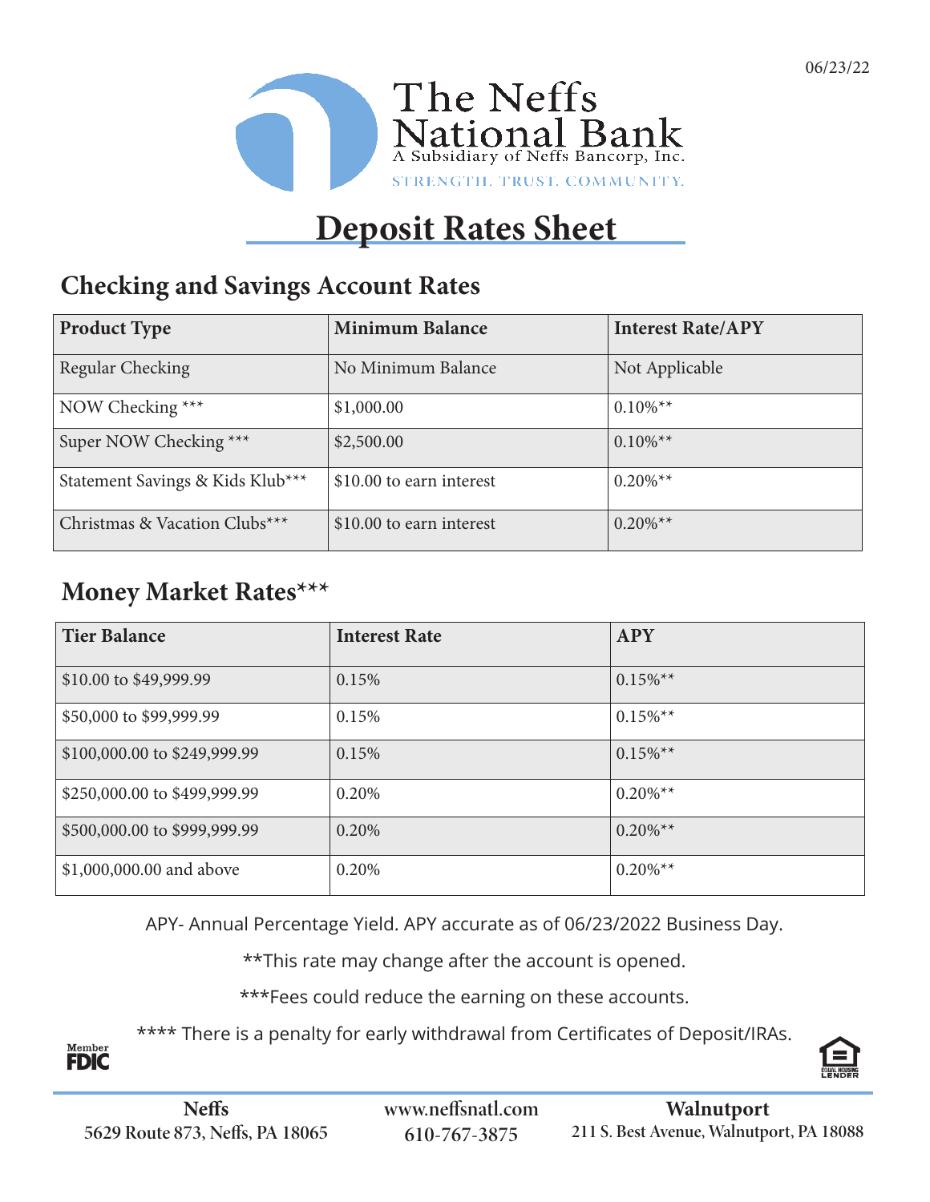06/23/22

The Neffs National Bank
A Subsidiary of Neffs Bancorp, Inc.
STRENGTH. TRUST. COMMUNITY.

# Deposit Rates Sheet

## Checking and Savings Account Rates

| Product Type | Minimum Balance | Interest Rate/APY |
|---|---|---|
| Regular Checking | No Minimum Balance | Not Applicable |
| NOW Checking *** | $1,000.00 | 0.10%** |
| Super NOW Checking *** | $2,500.00 | 0.10%** |
| Statement Savings & Kids Klub*** | $10.00 to earn interest | 0.20%** |
| Christmas & Vacation Clubs*** | $10.00 to earn interest | 0.20%** |

## Money Market Rates***

| Tier Balance | Interest Rate | APY |
|---|---|---|
| $10.00 to $49,999.99 | 0.15% | 0.15%** |
| $50,000 to $99,999.99 | 0.15% | 0.15%** |
| $100,000.00 to $249,999.99 | 0.15% | 0.15%** |
| $250,000.00 to $499,999.99 | 0.20% | 0.20%** |
| $500,000.00 to $999,999.99 | 0.20% | 0.20%** |
| $1,000,000.00 and above | 0.20% | 0.20%** |

APY- Annual Percentage Yield. APY accurate as of 06/23/2022 Business Day.

**This rate may change after the account is opened.

***Fees could reduce the earning on these accounts.

**** There is a penalty for early withdrawal from Certificates of Deposit/IRAs.

Member FDIC

Equal Housing Lender

**Neffs**
5629 Route 873, Neffs, PA 18065

www.neffsnatl.com
610-767-3875

**Walnutport**
211 S. Best Avenue, Walnutport, PA 18088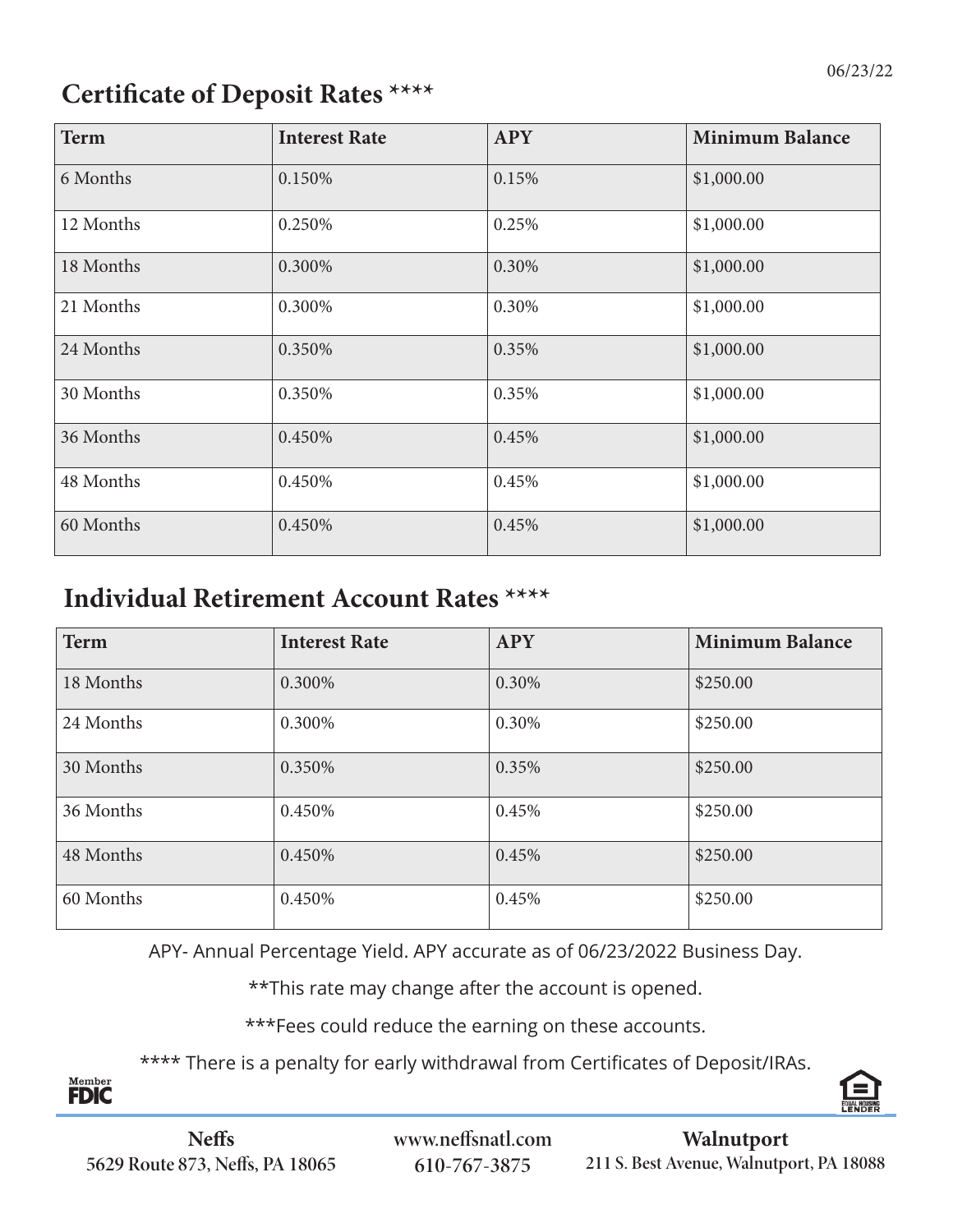06/23/22

## Certificate of Deposit Rates ****

| Term | Interest Rate | APY | Minimum Balance |
|---|---|---|---|
| 6 Months | 0.150% | 0.15% | $1,000.00 |
| 12 Months | 0.250% | 0.25% | $1,000.00 |
| 18 Months | 0.300% | 0.30% | $1,000.00 |
| 21 Months | 0.300% | 0.30% | $1,000.00 |
| 24 Months | 0.350% | 0.35% | $1,000.00 |
| 30 Months | 0.350% | 0.35% | $1,000.00 |
| 36 Months | 0.450% | 0.45% | $1,000.00 |
| 48 Months | 0.450% | 0.45% | $1,000.00 |
| 60 Months | 0.450% | 0.45% | $1,000.00 |

## Individual Retirement Account Rates ****

| Term | Interest Rate | APY | Minimum Balance |
|---|---|---|---|
| 18 Months | 0.300% | 0.30% | $250.00 |
| 24 Months | 0.300% | 0.30% | $250.00 |
| 30 Months | 0.350% | 0.35% | $250.00 |
| 36 Months | 0.450% | 0.45% | $250.00 |
| 48 Months | 0.450% | 0.45% | $250.00 |
| 60 Months | 0.450% | 0.45% | $250.00 |

APY- Annual Percentage Yield. APY accurate as of 06/23/2022 Business Day.

**This rate may change after the account is opened.

***Fees could reduce the earning on these accounts.

**** There is a penalty for early withdrawal from Certificates of Deposit/IRAs.

Member FDIC

EQUAL HOUSING LENDER

**Neffs**
5629 Route 873, Neffs, PA 18065

www.neffsnatl.com
610-767-3875

**Walnutport**
211 S. Best Avenue, Walnutport, PA 18088